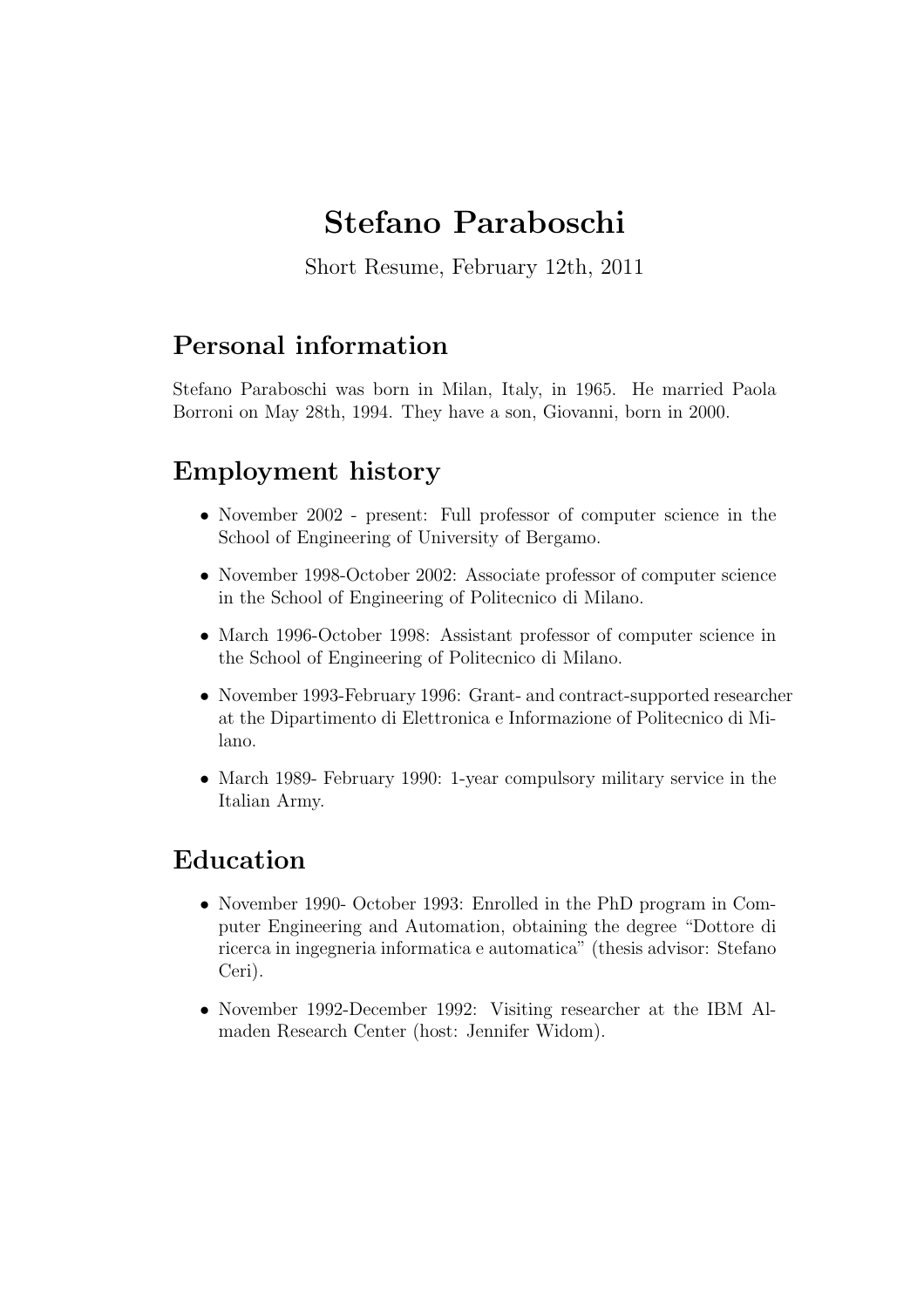# Stefano Paraboschi

Short Resume, February 12th, 2011

## Personal information

Stefano Paraboschi was born in Milan, Italy, in 1965. He married Paola Borroni on May 28th, 1994. They have a son, Giovanni, born in 2000.

## Employment history

- November 2002 - present: Full professor of computer science in the School of Engineering of University of Bergamo.
- November 1998-October 2002: Associate professor of computer science in the School of Engineering of Politecnico di Milano.
- March 1996-October 1998: Assistant professor of computer science in the School of Engineering of Politecnico di Milano.
- November 1993-February 1996: Grant- and contract-supported researcher at the Dipartimento di Elettronica e Informazione of Politecnico di Milano.
- March 1989- February 1990: 1-year compulsory military service in the Italian Army.

## Education

- November 1990- October 1993: Enrolled in the PhD program in Computer Engineering and Automation, obtaining the degree "Dottore di ricerca in ingegneria informatica e automatica" (thesis advisor: Stefano Ceri).
- November 1992-December 1992: Visiting researcher at the IBM Almaden Research Center (host: Jennifer Widom).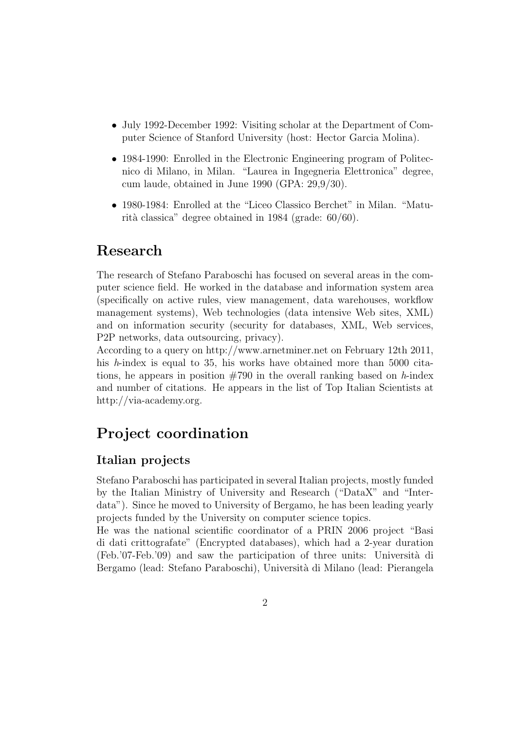- July 1992-December 1992: Visiting scholar at the Department of Computer Science of Stanford University (host: Hector Garcia Molina).
- 1984-1990: Enrolled in the Electronic Engineering program of Politecnico di Milano, in Milan. "Laurea in Ingegneria Elettronica" degree, cum laude, obtained in June 1990 (GPA: 29,9/30).
- 1980-1984: Enrolled at the "Liceo Classico Berchet" in Milan. "Maturità classica" degree obtained in 1984 (grade: 60/60).

## Research

The research of Stefano Paraboschi has focused on several areas in the computer science field. He worked in the database and information system area (specifically on active rules, view management, data warehouses, workflow management systems), Web technologies (data intensive Web sites, XML) and on information security (security for databases, XML, Web services, P2P networks, data outsourcing, privacy).
According to a query on http://www.arnetminer.net on February 12th 2011, his *h*-index is equal to 35, his works have obtained more than 5000 citations, he appears in position #790 in the overall ranking based on *h*-index and number of citations. He appears in the list of Top Italian Scientists at http://via-academy.org.

## Project coordination

### Italian projects

Stefano Paraboschi has participated in several Italian projects, mostly funded by the Italian Ministry of University and Research ("DataX" and "Interdata"). Since he moved to University of Bergamo, he has been leading yearly projects funded by the University on computer science topics.
He was the national scientific coordinator of a PRIN 2006 project "Basi di dati crittografate" (Encrypted databases), which had a 2-year duration (Feb.'07-Feb.'09) and saw the participation of three units: Università di Bergamo (lead: Stefano Paraboschi), Università di Milano (lead: Pierangela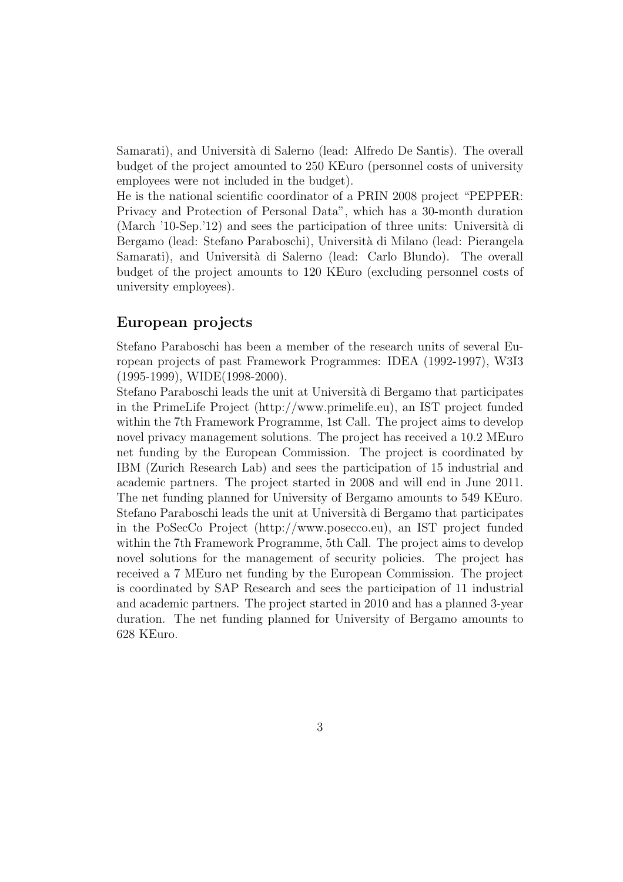Samarati), and Università di Salerno (lead: Alfredo De Santis). The overall budget of the project amounted to 250 KEuro (personnel costs of university employees were not included in the budget).

He is the national scientific coordinator of a PRIN 2008 project "PEPPER: Privacy and Protection of Personal Data", which has a 30-month duration (March '10-Sep.'12) and sees the participation of three units: Università di Bergamo (lead: Stefano Paraboschi), Università di Milano (lead: Pierangela Samarati), and Università di Salerno (lead: Carlo Blundo). The overall budget of the project amounts to 120 KEuro (excluding personnel costs of university employees).

## European projects

Stefano Paraboschi has been a member of the research units of several European projects of past Framework Programmes: IDEA (1992-1997), W3I3 (1995-1999), WIDE(1998-2000).

Stefano Paraboschi leads the unit at Università di Bergamo that participates in the PrimeLife Project (http://www.primelife.eu), an IST project funded within the 7th Framework Programme, 1st Call. The project aims to develop novel privacy management solutions. The project has received a 10.2 MEuro net funding by the European Commission. The project is coordinated by IBM (Zurich Research Lab) and sees the participation of 15 industrial and academic partners. The project started in 2008 and will end in June 2011. The net funding planned for University of Bergamo amounts to 549 KEuro.

Stefano Paraboschi leads the unit at Università di Bergamo that participates in the PoSecCo Project (http://www.posecco.eu), an IST project funded within the 7th Framework Programme, 5th Call. The project aims to develop novel solutions for the management of security policies. The project has received a 7 MEuro net funding by the European Commission. The project is coordinated by SAP Research and sees the participation of 11 industrial and academic partners. The project started in 2010 and has a planned 3-year duration. The net funding planned for University of Bergamo amounts to 628 KEuro.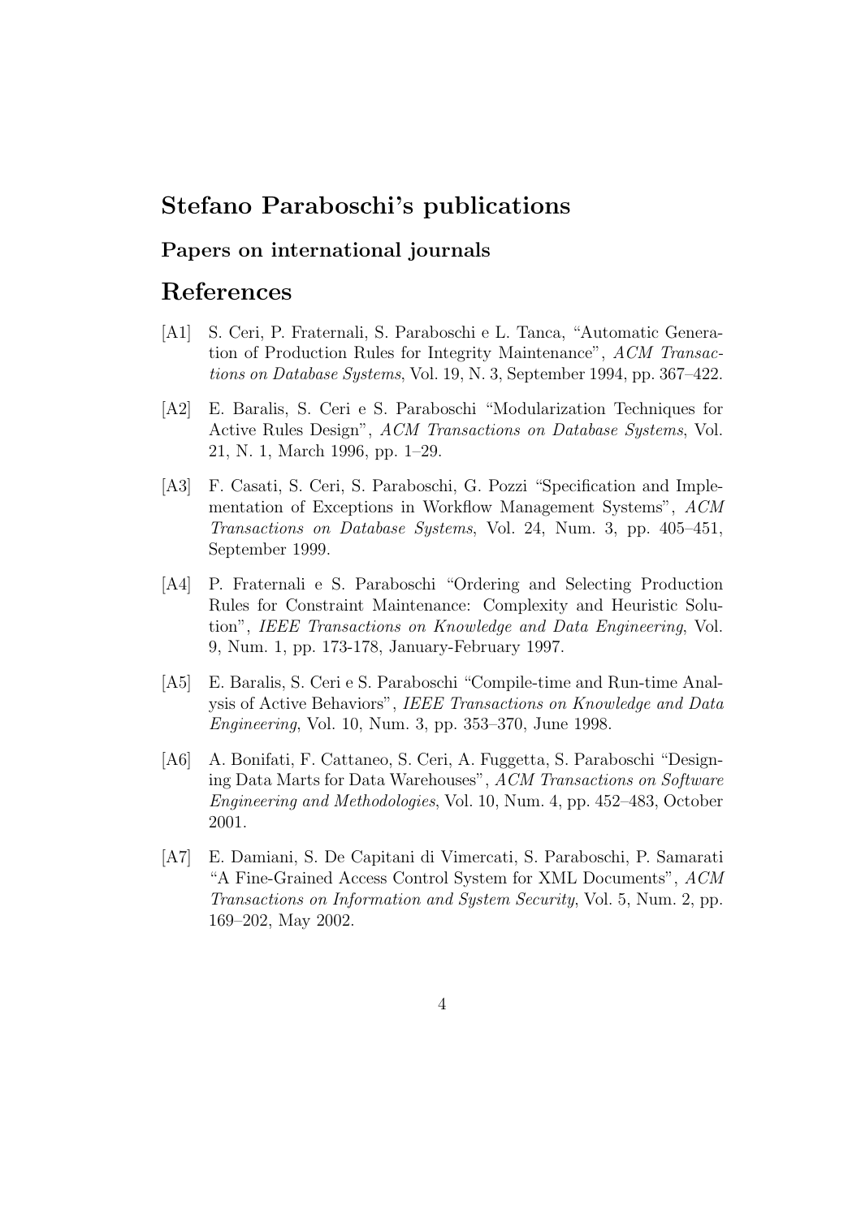# Stefano Paraboschi's publications

## Papers on international journals

# References

[A1] S. Ceri, P. Fraternali, S. Paraboschi e L. Tanca, "Automatic Generation of Production Rules for Integrity Maintenance", *ACM Transactions on Database Systems*, Vol. 19, N. 3, September 1994, pp. 367–422.

[A2] E. Baralis, S. Ceri e S. Paraboschi "Modularization Techniques for Active Rules Design", *ACM Transactions on Database Systems*, Vol. 21, N. 1, March 1996, pp. 1–29.

[A3] F. Casati, S. Ceri, S. Paraboschi, G. Pozzi "Specification and Implementation of Exceptions in Workflow Management Systems", *ACM Transactions on Database Systems*, Vol. 24, Num. 3, pp. 405–451, September 1999.

[A4] P. Fraternali e S. Paraboschi "Ordering and Selecting Production Rules for Constraint Maintenance: Complexity and Heuristic Solution", *IEEE Transactions on Knowledge and Data Engineering*, Vol. 9, Num. 1, pp. 173-178, January-February 1997.

[A5] E. Baralis, S. Ceri e S. Paraboschi "Compile-time and Run-time Analysis of Active Behaviors", *IEEE Transactions on Knowledge and Data Engineering*, Vol. 10, Num. 3, pp. 353–370, June 1998.

[A6] A. Bonifati, F. Cattaneo, S. Ceri, A. Fuggetta, S. Paraboschi "Designing Data Marts for Data Warehouses", *ACM Transactions on Software Engineering and Methodologies*, Vol. 10, Num. 4, pp. 452–483, October 2001.

[A7] E. Damiani, S. De Capitani di Vimercati, S. Paraboschi, P. Samarati "A Fine-Grained Access Control System for XML Documents", *ACM Transactions on Information and System Security*, Vol. 5, Num. 2, pp. 169–202, May 2002.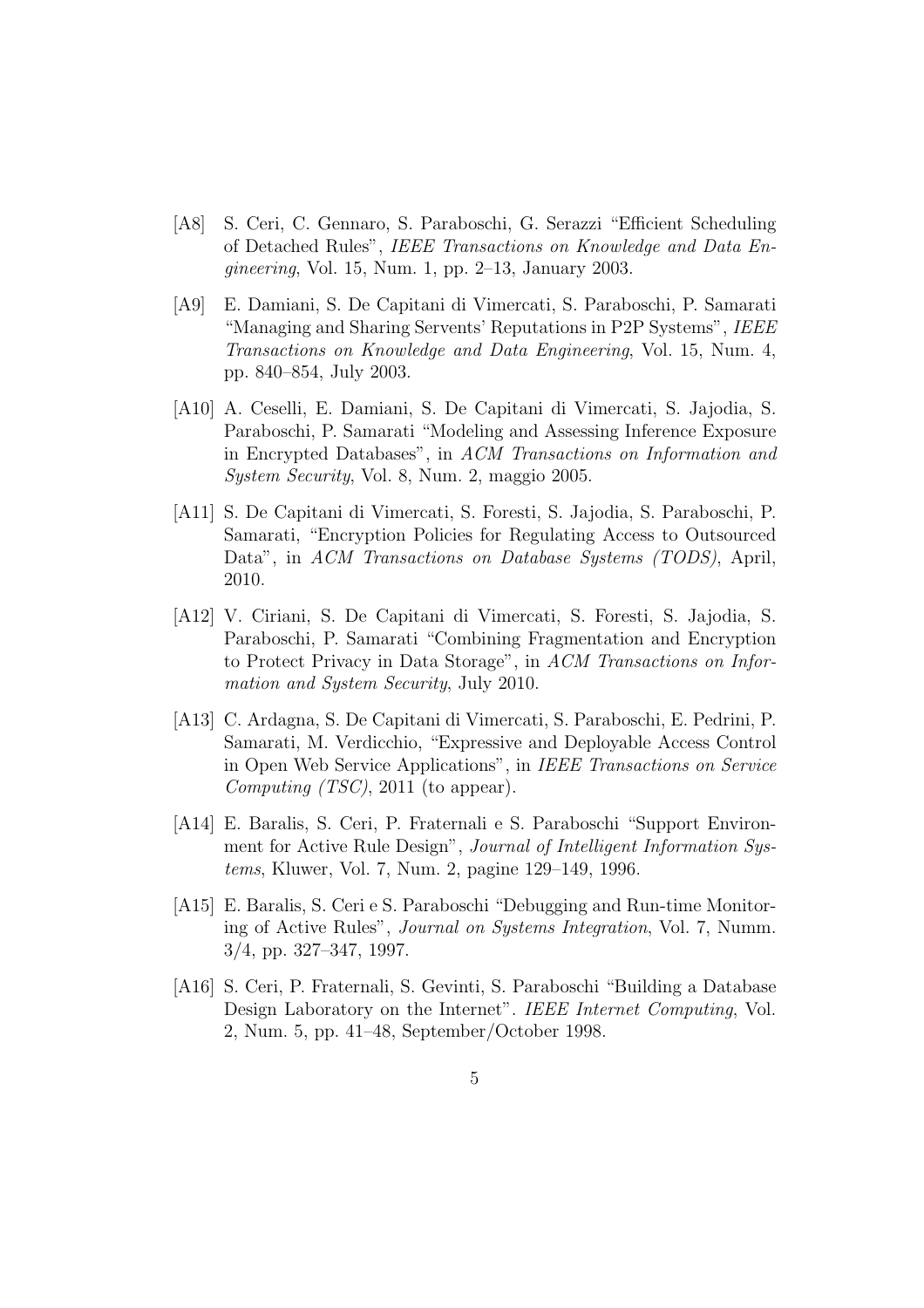- [A8] S. Ceri, C. Gennaro, S. Paraboschi, G. Serazzi "Efficient Scheduling of Detached Rules", *IEEE Transactions on Knowledge and Data Engineering*, Vol. 15, Num. 1, pp. 2–13, January 2003.

- [A9] E. Damiani, S. De Capitani di Vimercati, S. Paraboschi, P. Samarati "Managing and Sharing Servents' Reputations in P2P Systems", *IEEE Transactions on Knowledge and Data Engineering*, Vol. 15, Num. 4, pp. 840–854, July 2003.

- [A10] A. Ceselli, E. Damiani, S. De Capitani di Vimercati, S. Jajodia, S. Paraboschi, P. Samarati "Modeling and Assessing Inference Exposure in Encrypted Databases", in *ACM Transactions on Information and System Security*, Vol. 8, Num. 2, maggio 2005.

- [A11] S. De Capitani di Vimercati, S. Foresti, S. Jajodia, S. Paraboschi, P. Samarati, "Encryption Policies for Regulating Access to Outsourced Data", in *ACM Transactions on Database Systems (TODS)*, April, 2010.

- [A12] V. Ciriani, S. De Capitani di Vimercati, S. Foresti, S. Jajodia, S. Paraboschi, P. Samarati "Combining Fragmentation and Encryption to Protect Privacy in Data Storage", in *ACM Transactions on Information and System Security*, July 2010.

- [A13] C. Ardagna, S. De Capitani di Vimercati, S. Paraboschi, E. Pedrini, P. Samarati, M. Verdicchio, "Expressive and Deployable Access Control in Open Web Service Applications", in *IEEE Transactions on Service Computing (TSC)*, 2011 (to appear).

- [A14] E. Baralis, S. Ceri, P. Fraternali e S. Paraboschi "Support Environment for Active Rule Design", *Journal of Intelligent Information Systems*, Kluwer, Vol. 7, Num. 2, pagine 129–149, 1996.

- [A15] E. Baralis, S. Ceri e S. Paraboschi "Debugging and Run-time Monitoring of Active Rules", *Journal on Systems Integration*, Vol. 7, Numm. 3/4, pp. 327–347, 1997.

- [A16] S. Ceri, P. Fraternali, S. Gevinti, S. Paraboschi "Building a Database Design Laboratory on the Internet". *IEEE Internet Computing*, Vol. 2, Num. 5, pp. 41–48, September/October 1998.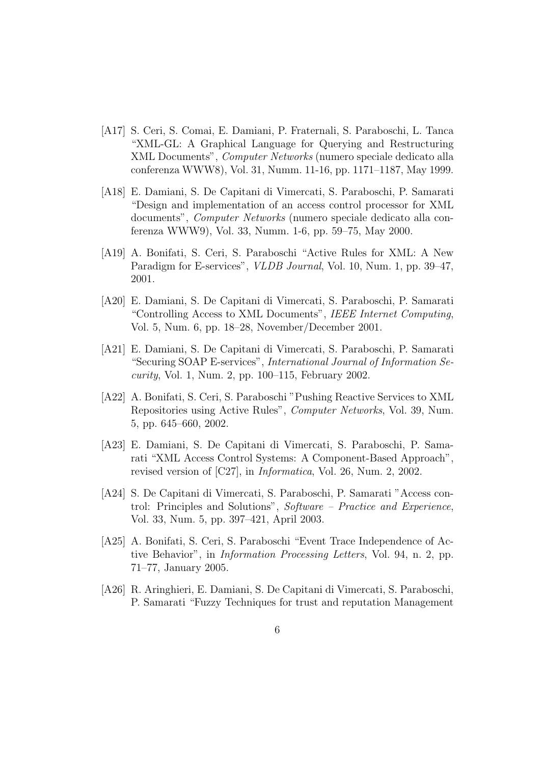- [A17] S. Ceri, S. Comai, E. Damiani, P. Fraternali, S. Paraboschi, L. Tanca "XML-GL: A Graphical Language for Querying and Restructuring XML Documents", *Computer Networks* (numero speciale dedicato alla conferenza WWW8), Vol. 31, Numm. 11-16, pp. 1171–1187, May 1999.

- [A18] E. Damiani, S. De Capitani di Vimercati, S. Paraboschi, P. Samarati "Design and implementation of an access control processor for XML documents", *Computer Networks* (numero speciale dedicato alla conferenza WWW9), Vol. 33, Numm. 1-6, pp. 59–75, May 2000.

- [A19] A. Bonifati, S. Ceri, S. Paraboschi "Active Rules for XML: A New Paradigm for E-services", *VLDB Journal*, Vol. 10, Num. 1, pp. 39–47, 2001.

- [A20] E. Damiani, S. De Capitani di Vimercati, S. Paraboschi, P. Samarati "Controlling Access to XML Documents", *IEEE Internet Computing*, Vol. 5, Num. 6, pp. 18–28, November/December 2001.

- [A21] E. Damiani, S. De Capitani di Vimercati, S. Paraboschi, P. Samarati "Securing SOAP E-services", *International Journal of Information Security*, Vol. 1, Num. 2, pp. 100–115, February 2002.

- [A22] A. Bonifati, S. Ceri, S. Paraboschi "Pushing Reactive Services to XML Repositories using Active Rules", *Computer Networks*, Vol. 39, Num. 5, pp. 645–660, 2002.

- [A23] E. Damiani, S. De Capitani di Vimercati, S. Paraboschi, P. Samarati "XML Access Control Systems: A Component-Based Approach", revised version of [C27], in *Informatica*, Vol. 26, Num. 2, 2002.

- [A24] S. De Capitani di Vimercati, S. Paraboschi, P. Samarati "Access control: Principles and Solutions", *Software – Practice and Experience*, Vol. 33, Num. 5, pp. 397–421, April 2003.

- [A25] A. Bonifati, S. Ceri, S. Paraboschi "Event Trace Independence of Active Behavior", in *Information Processing Letters*, Vol. 94, n. 2, pp. 71–77, January 2005.

- [A26] R. Aringhieri, E. Damiani, S. De Capitani di Vimercati, S. Paraboschi, P. Samarati "Fuzzy Techniques for trust and reputation Management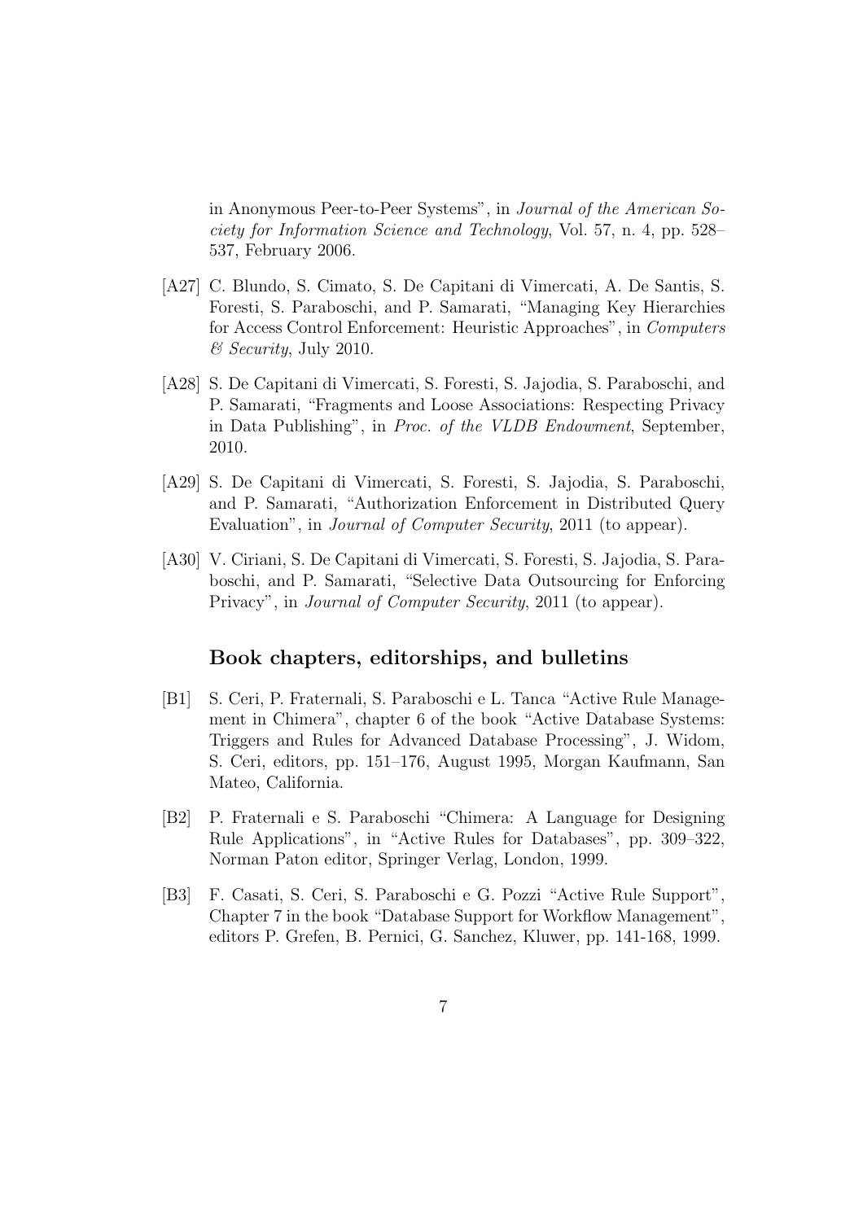in Anonymous Peer-to-Peer Systems", in *Journal of the American Society for Information Science and Technology*, Vol. 57, n. 4, pp. 528–537, February 2006.

[A27] C. Blundo, S. Cimato, S. De Capitani di Vimercati, A. De Santis, S. Foresti, S. Paraboschi, and P. Samarati, "Managing Key Hierarchies for Access Control Enforcement: Heuristic Approaches", in *Computers & Security*, July 2010.

[A28] S. De Capitani di Vimercati, S. Foresti, S. Jajodia, S. Paraboschi, and P. Samarati, "Fragments and Loose Associations: Respecting Privacy in Data Publishing", in *Proc. of the VLDB Endowment*, September, 2010.

[A29] S. De Capitani di Vimercati, S. Foresti, S. Jajodia, S. Paraboschi, and P. Samarati, "Authorization Enforcement in Distributed Query Evaluation", in *Journal of Computer Security*, 2011 (to appear).

[A30] V. Ciriani, S. De Capitani di Vimercati, S. Foresti, S. Jajodia, S. Paraboschi, and P. Samarati, "Selective Data Outsourcing for Enforcing Privacy", in *Journal of Computer Security*, 2011 (to appear).

## Book chapters, editorships, and bulletins

[B1] S. Ceri, P. Fraternali, S. Paraboschi e L. Tanca "Active Rule Management in Chimera", chapter 6 of the book "Active Database Systems: Triggers and Rules for Advanced Database Processing", J. Widom, S. Ceri, editors, pp. 151–176, August 1995, Morgan Kaufmann, San Mateo, California.

[B2] P. Fraternali e S. Paraboschi "Chimera: A Language for Designing Rule Applications", in "Active Rules for Databases", pp. 309–322, Norman Paton editor, Springer Verlag, London, 1999.

[B3] F. Casati, S. Ceri, S. Paraboschi e G. Pozzi "Active Rule Support", Chapter 7 in the book "Database Support for Workflow Management", editors P. Grefen, B. Pernici, G. Sanchez, Kluwer, pp. 141-168, 1999.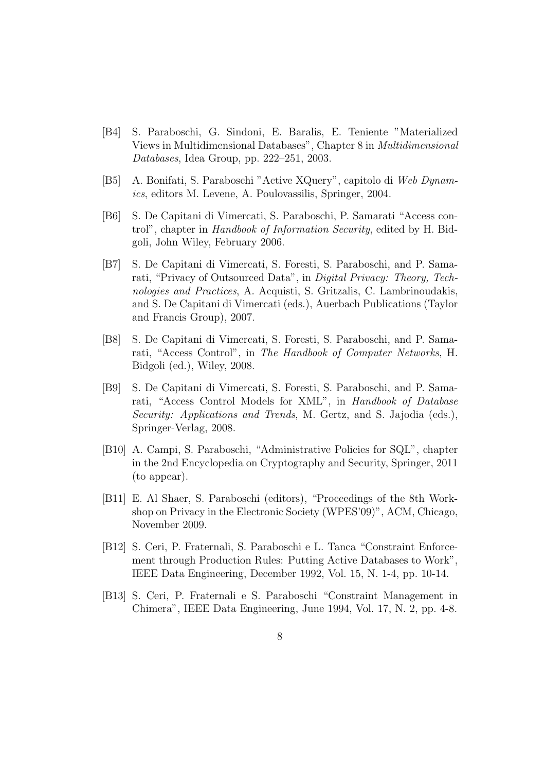[B4] S. Paraboschi, G. Sindoni, E. Baralis, E. Teniente "Materialized Views in Multidimensional Databases", Chapter 8 in *Multidimensional Databases*, Idea Group, pp. 222–251, 2003.

[B5] A. Bonifati, S. Paraboschi "Active XQuery", capitolo di *Web Dynamics*, editors M. Levene, A. Poulovassilis, Springer, 2004.

[B6] S. De Capitani di Vimercati, S. Paraboschi, P. Samarati "Access control", chapter in *Handbook of Information Security*, edited by H. Bidgoli, John Wiley, February 2006.

[B7] S. De Capitani di Vimercati, S. Foresti, S. Paraboschi, and P. Samarati, "Privacy of Outsourced Data", in *Digital Privacy: Theory, Technologies and Practices*, A. Acquisti, S. Gritzalis, C. Lambrinoudakis, and S. De Capitani di Vimercati (eds.), Auerbach Publications (Taylor and Francis Group), 2007.

[B8] S. De Capitani di Vimercati, S. Foresti, S. Paraboschi, and P. Samarati, "Access Control", in *The Handbook of Computer Networks*, H. Bidgoli (ed.), Wiley, 2008.

[B9] S. De Capitani di Vimercati, S. Foresti, S. Paraboschi, and P. Samarati, "Access Control Models for XML", in *Handbook of Database Security: Applications and Trends*, M. Gertz, and S. Jajodia (eds.), Springer-Verlag, 2008.

[B10] A. Campi, S. Paraboschi, "Administrative Policies for SQL", chapter in the 2nd Encyclopedia on Cryptography and Security, Springer, 2011 (to appear).

[B11] E. Al Shaer, S. Paraboschi (editors), "Proceedings of the 8th Workshop on Privacy in the Electronic Society (WPES'09)", ACM, Chicago, November 2009.

[B12] S. Ceri, P. Fraternali, S. Paraboschi e L. Tanca "Constraint Enforcement through Production Rules: Putting Active Databases to Work", IEEE Data Engineering, December 1992, Vol. 15, N. 1-4, pp. 10-14.

[B13] S. Ceri, P. Fraternali e S. Paraboschi "Constraint Management in Chimera", IEEE Data Engineering, June 1994, Vol. 17, N. 2, pp. 4-8.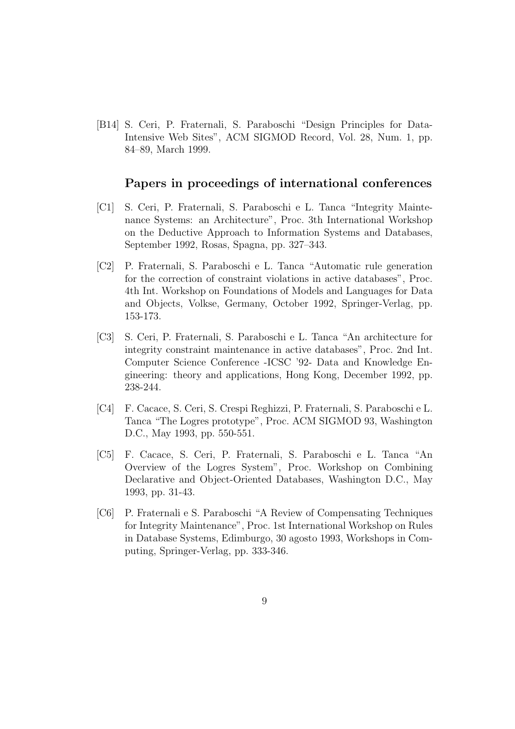[B14] S. Ceri, P. Fraternali, S. Paraboschi "Design Principles for Data-Intensive Web Sites", ACM SIGMOD Record, Vol. 28, Num. 1, pp. 84–89, March 1999.

## Papers in proceedings of international conferences

[C1] S. Ceri, P. Fraternali, S. Paraboschi e L. Tanca "Integrity Maintenance Systems: an Architecture", Proc. 3th International Workshop on the Deductive Approach to Information Systems and Databases, September 1992, Rosas, Spagna, pp. 327–343.

[C2] P. Fraternali, S. Paraboschi e L. Tanca "Automatic rule generation for the correction of constraint violations in active databases", Proc. 4th Int. Workshop on Foundations of Models and Languages for Data and Objects, Volkse, Germany, October 1992, Springer-Verlag, pp. 153-173.

[C3] S. Ceri, P. Fraternali, S. Paraboschi e L. Tanca "An architecture for integrity constraint maintenance in active databases", Proc. 2nd Int. Computer Science Conference -ICSC '92- Data and Knowledge Engineering: theory and applications, Hong Kong, December 1992, pp. 238-244.

[C4] F. Cacace, S. Ceri, S. Crespi Reghizzi, P. Fraternali, S. Paraboschi e L. Tanca "The Logres prototype", Proc. ACM SIGMOD 93, Washington D.C., May 1993, pp. 550-551.

[C5] F. Cacace, S. Ceri, P. Fraternali, S. Paraboschi e L. Tanca "An Overview of the Logres System", Proc. Workshop on Combining Declarative and Object-Oriented Databases, Washington D.C., May 1993, pp. 31-43.

[C6] P. Fraternali e S. Paraboschi "A Review of Compensating Techniques for Integrity Maintenance", Proc. 1st International Workshop on Rules in Database Systems, Edimburgo, 30 agosto 1993, Workshops in Computing, Springer-Verlag, pp. 333-346.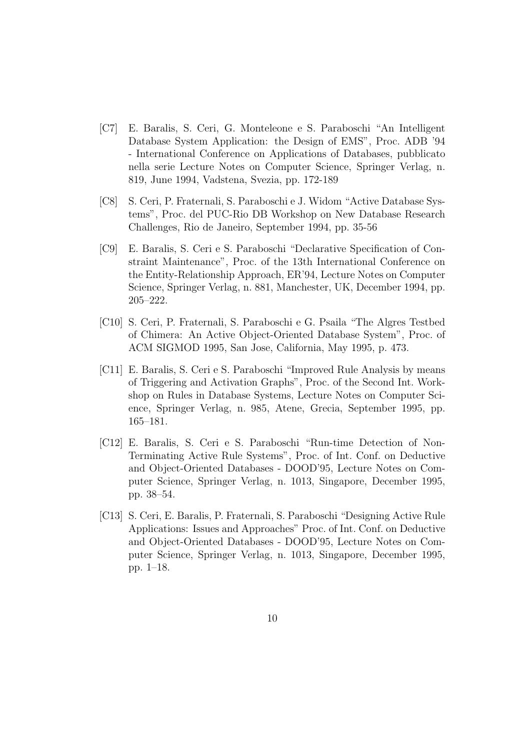[C7] E. Baralis, S. Ceri, G. Monteleone e S. Paraboschi "An Intelligent Database System Application: the Design of EMS", Proc. ADB '94 - International Conference on Applications of Databases, pubblicato nella serie Lecture Notes on Computer Science, Springer Verlag, n. 819, June 1994, Vadstena, Svezia, pp. 172-189

[C8] S. Ceri, P. Fraternali, S. Paraboschi e J. Widom "Active Database Systems", Proc. del PUC-Rio DB Workshop on New Database Research Challenges, Rio de Janeiro, September 1994, pp. 35-56

[C9] E. Baralis, S. Ceri e S. Paraboschi "Declarative Specification of Constraint Maintenance", Proc. of the 13th International Conference on the Entity-Relationship Approach, ER'94, Lecture Notes on Computer Science, Springer Verlag, n. 881, Manchester, UK, December 1994, pp. 205–222.

[C10] S. Ceri, P. Fraternali, S. Paraboschi e G. Psaila "The Algres Testbed of Chimera: An Active Object-Oriented Database System", Proc. of ACM SIGMOD 1995, San Jose, California, May 1995, p. 473.

[C11] E. Baralis, S. Ceri e S. Paraboschi "Improved Rule Analysis by means of Triggering and Activation Graphs", Proc. of the Second Int. Workshop on Rules in Database Systems, Lecture Notes on Computer Science, Springer Verlag, n. 985, Atene, Grecia, September 1995, pp. 165–181.

[C12] E. Baralis, S. Ceri e S. Paraboschi "Run-time Detection of Non-Terminating Active Rule Systems", Proc. of Int. Conf. on Deductive and Object-Oriented Databases - DOOD'95, Lecture Notes on Computer Science, Springer Verlag, n. 1013, Singapore, December 1995, pp. 38–54.

[C13] S. Ceri, E. Baralis, P. Fraternali, S. Paraboschi "Designing Active Rule Applications: Issues and Approaches" Proc. of Int. Conf. on Deductive and Object-Oriented Databases - DOOD'95, Lecture Notes on Computer Science, Springer Verlag, n. 1013, Singapore, December 1995, pp. 1–18.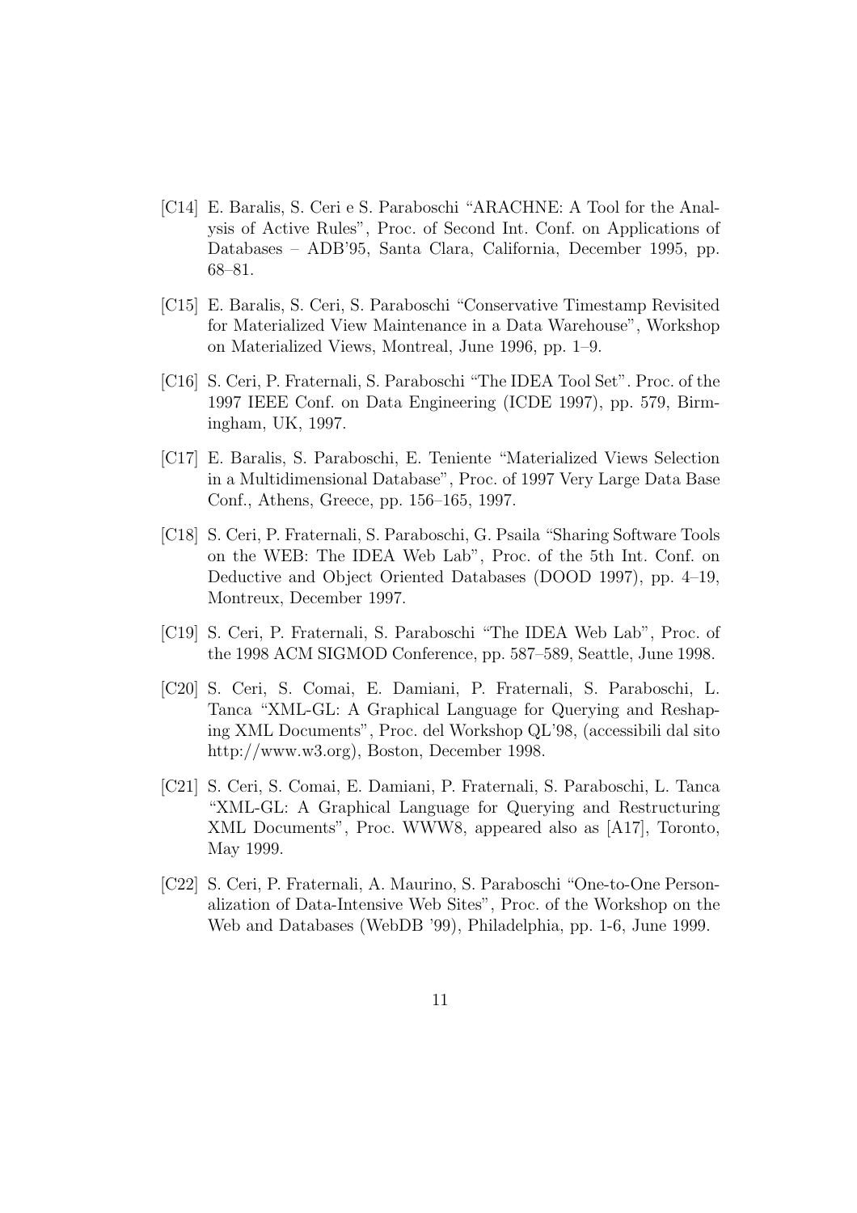[C14] E. Baralis, S. Ceri e S. Paraboschi "ARACHNE: A Tool for the Analysis of Active Rules", Proc. of Second Int. Conf. on Applications of Databases – ADB'95, Santa Clara, California, December 1995, pp. 68–81.

[C15] E. Baralis, S. Ceri, S. Paraboschi "Conservative Timestamp Revisited for Materialized View Maintenance in a Data Warehouse", Workshop on Materialized Views, Montreal, June 1996, pp. 1–9.

[C16] S. Ceri, P. Fraternali, S. Paraboschi "The IDEA Tool Set". Proc. of the 1997 IEEE Conf. on Data Engineering (ICDE 1997), pp. 579, Birmingham, UK, 1997.

[C17] E. Baralis, S. Paraboschi, E. Teniente "Materialized Views Selection in a Multidimensional Database", Proc. of 1997 Very Large Data Base Conf., Athens, Greece, pp. 156–165, 1997.

[C18] S. Ceri, P. Fraternali, S. Paraboschi, G. Psaila "Sharing Software Tools on the WEB: The IDEA Web Lab", Proc. of the 5th Int. Conf. on Deductive and Object Oriented Databases (DOOD 1997), pp. 4–19, Montreux, December 1997.

[C19] S. Ceri, P. Fraternali, S. Paraboschi "The IDEA Web Lab", Proc. of the 1998 ACM SIGMOD Conference, pp. 587–589, Seattle, June 1998.

[C20] S. Ceri, S. Comai, E. Damiani, P. Fraternali, S. Paraboschi, L. Tanca "XML-GL: A Graphical Language for Querying and Reshaping XML Documents", Proc. del Workshop QL'98, (accessibili dal sito http://www.w3.org), Boston, December 1998.

[C21] S. Ceri, S. Comai, E. Damiani, P. Fraternali, S. Paraboschi, L. Tanca "XML-GL: A Graphical Language for Querying and Restructuring XML Documents", Proc. WWW8, appeared also as [A17], Toronto, May 1999.

[C22] S. Ceri, P. Fraternali, A. Maurino, S. Paraboschi "One-to-One Personalization of Data-Intensive Web Sites", Proc. of the Workshop on the Web and Databases (WebDB '99), Philadelphia, pp. 1-6, June 1999.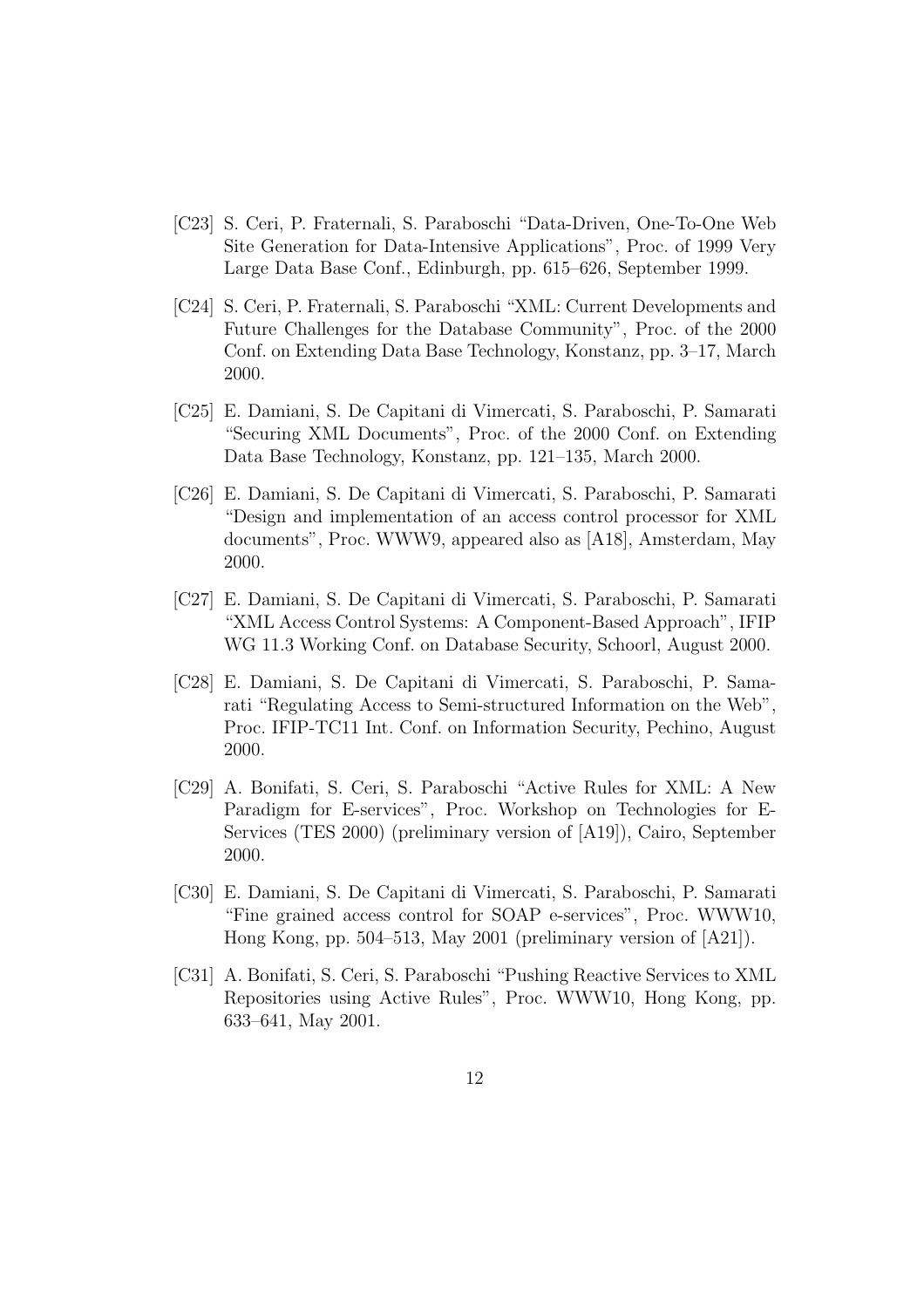[C23] S. Ceri, P. Fraternali, S. Paraboschi "Data-Driven, One-To-One Web Site Generation for Data-Intensive Applications", Proc. of 1999 Very Large Data Base Conf., Edinburgh, pp. 615–626, September 1999.

[C24] S. Ceri, P. Fraternali, S. Paraboschi "XML: Current Developments and Future Challenges for the Database Community", Proc. of the 2000 Conf. on Extending Data Base Technology, Konstanz, pp. 3–17, March 2000.

[C25] E. Damiani, S. De Capitani di Vimercati, S. Paraboschi, P. Samarati "Securing XML Documents", Proc. of the 2000 Conf. on Extending Data Base Technology, Konstanz, pp. 121–135, March 2000.

[C26] E. Damiani, S. De Capitani di Vimercati, S. Paraboschi, P. Samarati "Design and implementation of an access control processor for XML documents", Proc. WWW9, appeared also as [A18], Amsterdam, May 2000.

[C27] E. Damiani, S. De Capitani di Vimercati, S. Paraboschi, P. Samarati "XML Access Control Systems: A Component-Based Approach", IFIP WG 11.3 Working Conf. on Database Security, Schoorl, August 2000.

[C28] E. Damiani, S. De Capitani di Vimercati, S. Paraboschi, P. Samarati "Regulating Access to Semi-structured Information on the Web", Proc. IFIP-TC11 Int. Conf. on Information Security, Pechino, August 2000.

[C29] A. Bonifati, S. Ceri, S. Paraboschi "Active Rules for XML: A New Paradigm for E-services", Proc. Workshop on Technologies for E-Services (TES 2000) (preliminary version of [A19]), Cairo, September 2000.

[C30] E. Damiani, S. De Capitani di Vimercati, S. Paraboschi, P. Samarati "Fine grained access control for SOAP e-services", Proc. WWW10, Hong Kong, pp. 504–513, May 2001 (preliminary version of [A21]).

[C31] A. Bonifati, S. Ceri, S. Paraboschi "Pushing Reactive Services to XML Repositories using Active Rules", Proc. WWW10, Hong Kong, pp. 633–641, May 2001.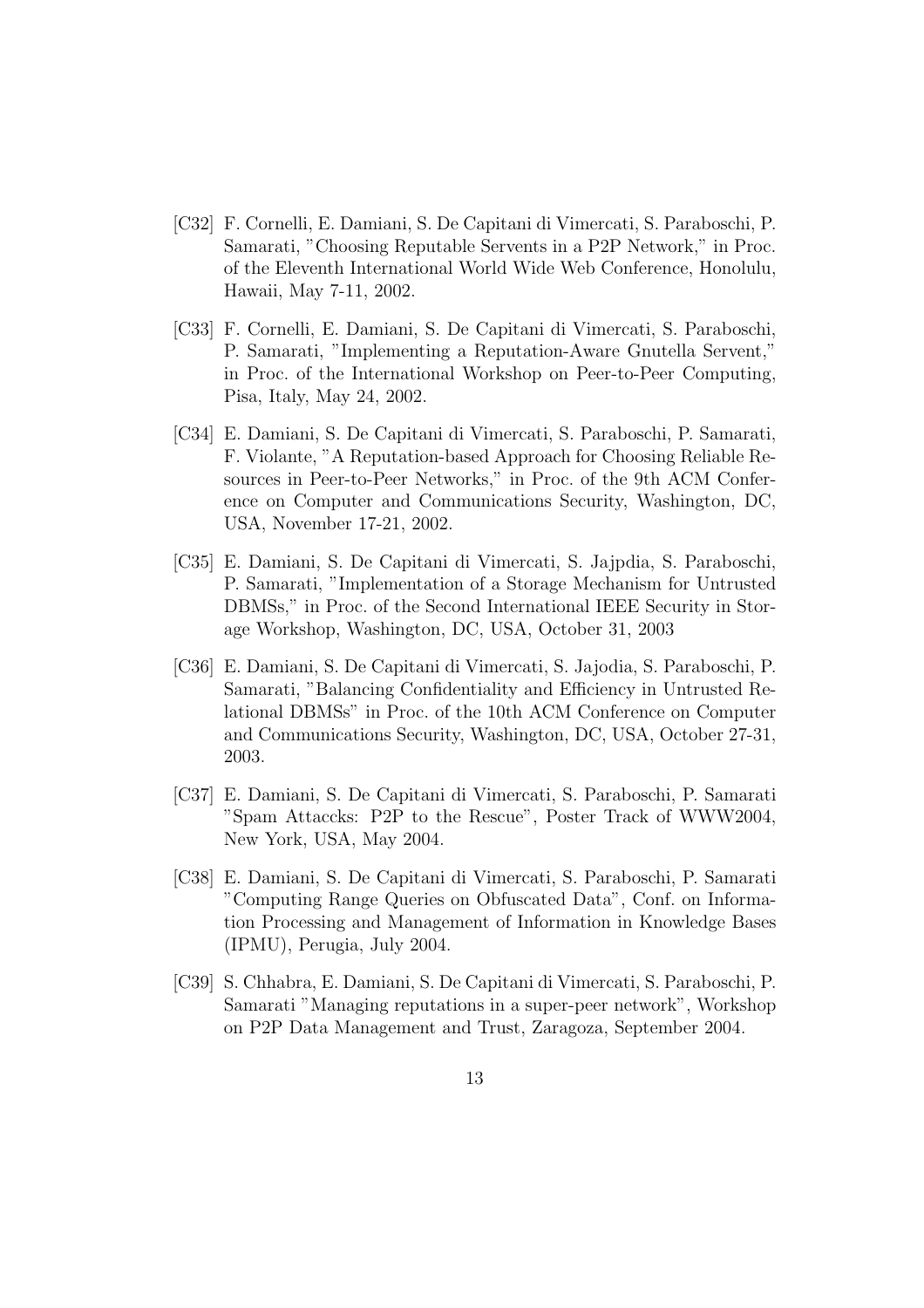[C32] F. Cornelli, E. Damiani, S. De Capitani di Vimercati, S. Paraboschi, P. Samarati, "Choosing Reputable Servents in a P2P Network," in Proc. of the Eleventh International World Wide Web Conference, Honolulu, Hawaii, May 7-11, 2002.

[C33] F. Cornelli, E. Damiani, S. De Capitani di Vimercati, S. Paraboschi, P. Samarati, "Implementing a Reputation-Aware Gnutella Servent," in Proc. of the International Workshop on Peer-to-Peer Computing, Pisa, Italy, May 24, 2002.

[C34] E. Damiani, S. De Capitani di Vimercati, S. Paraboschi, P. Samarati, F. Violante, "A Reputation-based Approach for Choosing Reliable Resources in Peer-to-Peer Networks," in Proc. of the 9th ACM Conference on Computer and Communications Security, Washington, DC, USA, November 17-21, 2002.

[C35] E. Damiani, S. De Capitani di Vimercati, S. Jajpdia, S. Paraboschi, P. Samarati, "Implementation of a Storage Mechanism for Untrusted DBMSs," in Proc. of the Second International IEEE Security in Storage Workshop, Washington, DC, USA, October 31, 2003

[C36] E. Damiani, S. De Capitani di Vimercati, S. Jajodia, S. Paraboschi, P. Samarati, "Balancing Confidentiality and Efficiency in Untrusted Relational DBMSs" in Proc. of the 10th ACM Conference on Computer and Communications Security, Washington, DC, USA, October 27-31, 2003.

[C37] E. Damiani, S. De Capitani di Vimercati, S. Paraboschi, P. Samarati "Spam Attaccks: P2P to the Rescue", Poster Track of WWW2004, New York, USA, May 2004.

[C38] E. Damiani, S. De Capitani di Vimercati, S. Paraboschi, P. Samarati "Computing Range Queries on Obfuscated Data", Conf. on Information Processing and Management of Information in Knowledge Bases (IPMU), Perugia, July 2004.

[C39] S. Chhabra, E. Damiani, S. De Capitani di Vimercati, S. Paraboschi, P. Samarati "Managing reputations in a super-peer network", Workshop on P2P Data Management and Trust, Zaragoza, September 2004.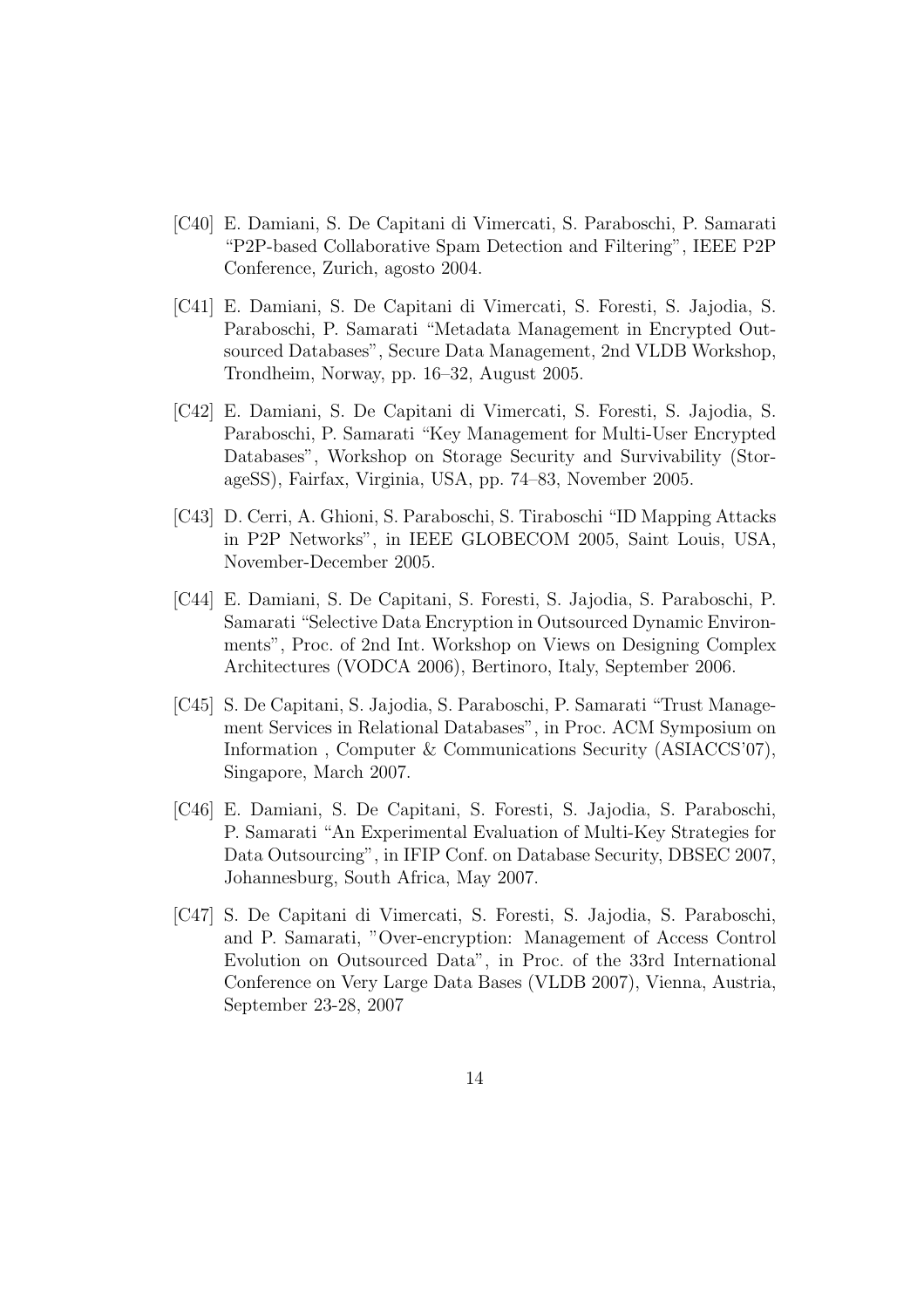[C40] E. Damiani, S. De Capitani di Vimercati, S. Paraboschi, P. Samarati "P2P-based Collaborative Spam Detection and Filtering", IEEE P2P Conference, Zurich, agosto 2004.

[C41] E. Damiani, S. De Capitani di Vimercati, S. Foresti, S. Jajodia, S. Paraboschi, P. Samarati "Metadata Management in Encrypted Outsourced Databases", Secure Data Management, 2nd VLDB Workshop, Trondheim, Norway, pp. 16–32, August 2005.

[C42] E. Damiani, S. De Capitani di Vimercati, S. Foresti, S. Jajodia, S. Paraboschi, P. Samarati "Key Management for Multi-User Encrypted Databases", Workshop on Storage Security and Survivability (StorageSS), Fairfax, Virginia, USA, pp. 74–83, November 2005.

[C43] D. Cerri, A. Ghioni, S. Paraboschi, S. Tiraboschi "ID Mapping Attacks in P2P Networks", in IEEE GLOBECOM 2005, Saint Louis, USA, November-December 2005.

[C44] E. Damiani, S. De Capitani, S. Foresti, S. Jajodia, S. Paraboschi, P. Samarati "Selective Data Encryption in Outsourced Dynamic Environments", Proc. of 2nd Int. Workshop on Views on Designing Complex Architectures (VODCA 2006), Bertinoro, Italy, September 2006.

[C45] S. De Capitani, S. Jajodia, S. Paraboschi, P. Samarati "Trust Management Services in Relational Databases", in Proc. ACM Symposium on Information , Computer & Communications Security (ASIACCS'07), Singapore, March 2007.

[C46] E. Damiani, S. De Capitani, S. Foresti, S. Jajodia, S. Paraboschi, P. Samarati "An Experimental Evaluation of Multi-Key Strategies for Data Outsourcing", in IFIP Conf. on Database Security, DBSEC 2007, Johannesburg, South Africa, May 2007.

[C47] S. De Capitani di Vimercati, S. Foresti, S. Jajodia, S. Paraboschi, and P. Samarati, "Over-encryption: Management of Access Control Evolution on Outsourced Data", in Proc. of the 33rd International Conference on Very Large Data Bases (VLDB 2007), Vienna, Austria, September 23-28, 2007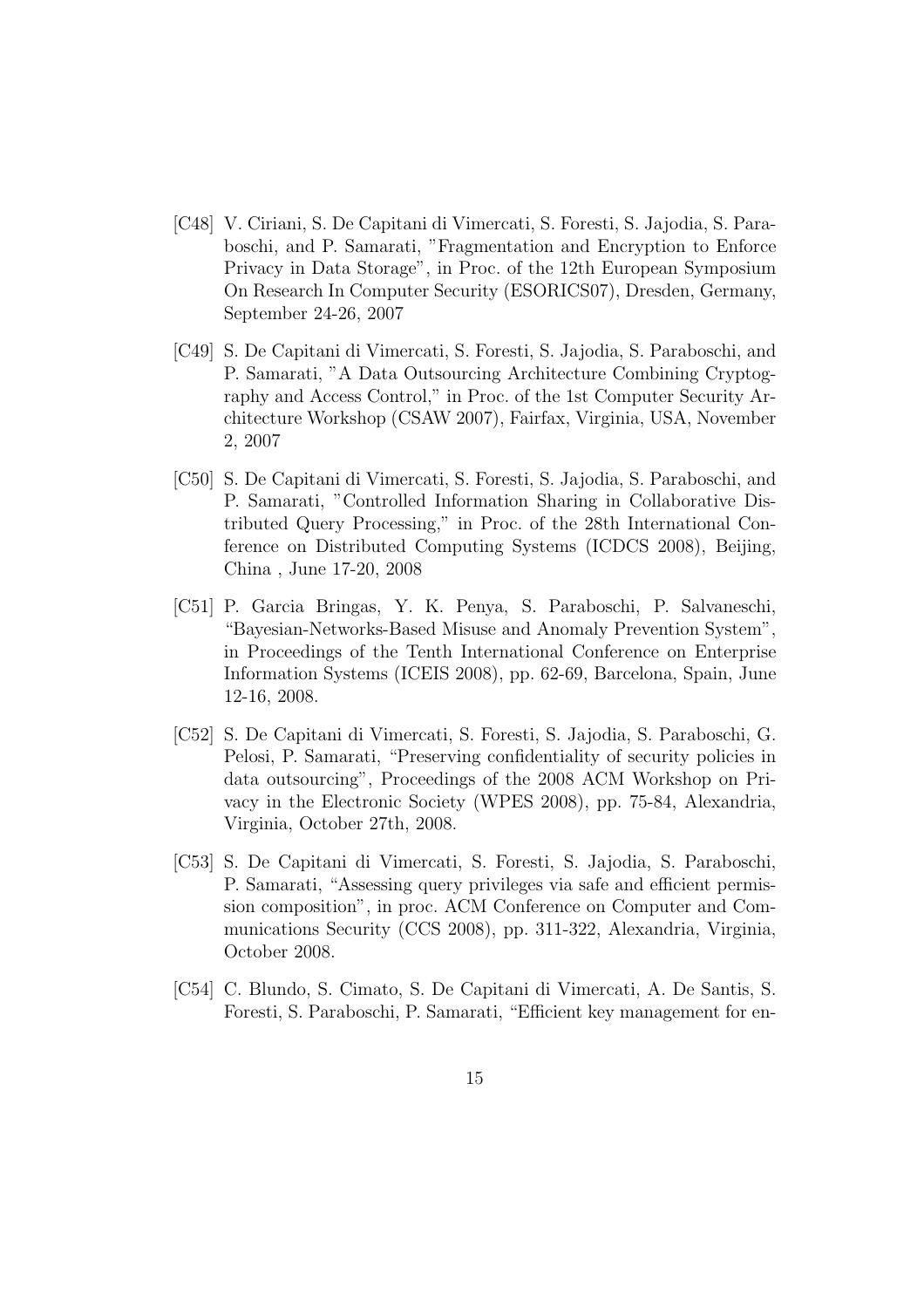- [C48] V. Ciriani, S. De Capitani di Vimercati, S. Foresti, S. Jajodia, S. Paraboschi, and P. Samarati, "Fragmentation and Encryption to Enforce Privacy in Data Storage", in Proc. of the 12th European Symposium On Research In Computer Security (ESORICS07), Dresden, Germany, September 24-26, 2007

- [C49] S. De Capitani di Vimercati, S. Foresti, S. Jajodia, S. Paraboschi, and P. Samarati, "A Data Outsourcing Architecture Combining Cryptography and Access Control," in Proc. of the 1st Computer Security Architecture Workshop (CSAW 2007), Fairfax, Virginia, USA, November 2, 2007

- [C50] S. De Capitani di Vimercati, S. Foresti, S. Jajodia, S. Paraboschi, and P. Samarati, "Controlled Information Sharing in Collaborative Distributed Query Processing," in Proc. of the 28th International Conference on Distributed Computing Systems (ICDCS 2008), Beijing, China , June 17-20, 2008

- [C51] P. Garcia Bringas, Y. K. Penya, S. Paraboschi, P. Salvaneschi, "Bayesian-Networks-Based Misuse and Anomaly Prevention System", in Proceedings of the Tenth International Conference on Enterprise Information Systems (ICEIS 2008), pp. 62-69, Barcelona, Spain, June 12-16, 2008.

- [C52] S. De Capitani di Vimercati, S. Foresti, S. Jajodia, S. Paraboschi, G. Pelosi, P. Samarati, "Preserving confidentiality of security policies in data outsourcing", Proceedings of the 2008 ACM Workshop on Privacy in the Electronic Society (WPES 2008), pp. 75-84, Alexandria, Virginia, October 27th, 2008.

- [C53] S. De Capitani di Vimercati, S. Foresti, S. Jajodia, S. Paraboschi, P. Samarati, "Assessing query privileges via safe and efficient permission composition", in proc. ACM Conference on Computer and Communications Security (CCS 2008), pp. 311-322, Alexandria, Virginia, October 2008.

- [C54] C. Blundo, S. Cimato, S. De Capitani di Vimercati, A. De Santis, S. Foresti, S. Paraboschi, P. Samarati, "Efficient key management for en-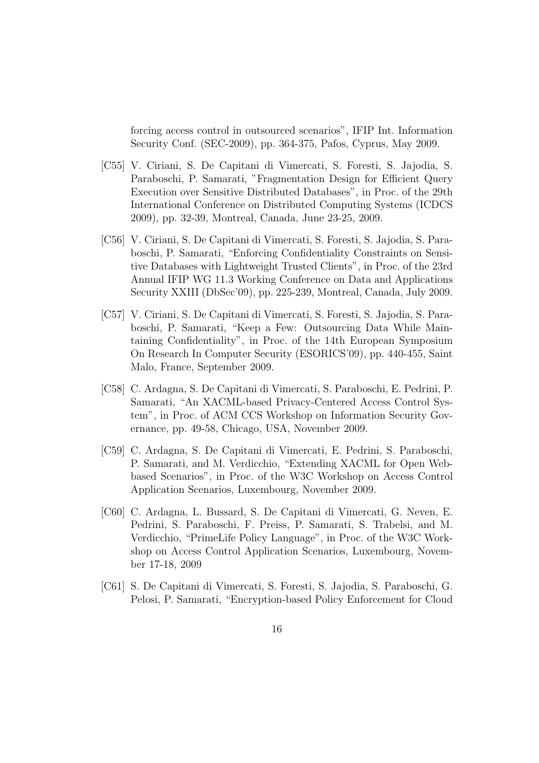forcing access control in outsourced scenarios", IFIP Int. Information Security Conf. (SEC-2009), pp. 364-375, Pafos, Cyprus, May 2009.

[C55] V. Ciriani, S. De Capitani di Vimercati, S. Foresti, S. Jajodia, S. Paraboschi, P. Samarati, "Fragmentation Design for Efficient Query Execution over Sensitive Distributed Databases", in Proc. of the 29th International Conference on Distributed Computing Systems (ICDCS 2009), pp. 32-39, Montreal, Canada, June 23-25, 2009.

[C56] V. Ciriani, S. De Capitani di Vimercati, S. Foresti, S. Jajodia, S. Paraboschi, P. Samarati, "Enforcing Confidentiality Constraints on Sensitive Databases with Lightweight Trusted Clients", in Proc. of the 23rd Annual IFIP WG 11.3 Working Conference on Data and Applications Security XXIII (DbSec'09), pp. 225-239, Montreal, Canada, July 2009.

[C57] V. Ciriani, S. De Capitani di Vimercati, S. Foresti, S. Jajodia, S. Paraboschi, P. Samarati, "Keep a Few: Outsourcing Data While Maintaining Confidentiality", in Proc. of the 14th European Symposium On Research In Computer Security (ESORICS'09), pp. 440-455, Saint Malo, France, September 2009.

[C58] C. Ardagna, S. De Capitani di Vimercati, S. Paraboschi, E. Pedrini, P. Samarati, "An XACML-based Privacy-Centered Access Control System", in Proc. of ACM CCS Workshop on Information Security Governance, pp. 49-58, Chicago, USA, November 2009.

[C59] C. Ardagna, S. De Capitani di Vimercati, E. Pedrini, S. Paraboschi, P. Samarati, and M. Verdicchio, "Extending XACML for Open Web-based Scenarios", in Proc. of the W3C Workshop on Access Control Application Scenarios, Luxembourg, November 2009.

[C60] C. Ardagna, L. Bussard, S. De Capitani di Vimercati, G. Neven, E. Pedrini, S. Paraboschi, F. Preiss, P. Samarati, S. Trabelsi, and M. Verdicchio, "PrimeLife Policy Language", in Proc. of the W3C Workshop on Access Control Application Scenarios, Luxembourg, November 17-18, 2009

[C61] S. De Capitani di Vimercati, S. Foresti, S. Jajodia, S. Paraboschi, G. Pelosi, P. Samarati, "Encryption-based Policy Enforcement for Cloud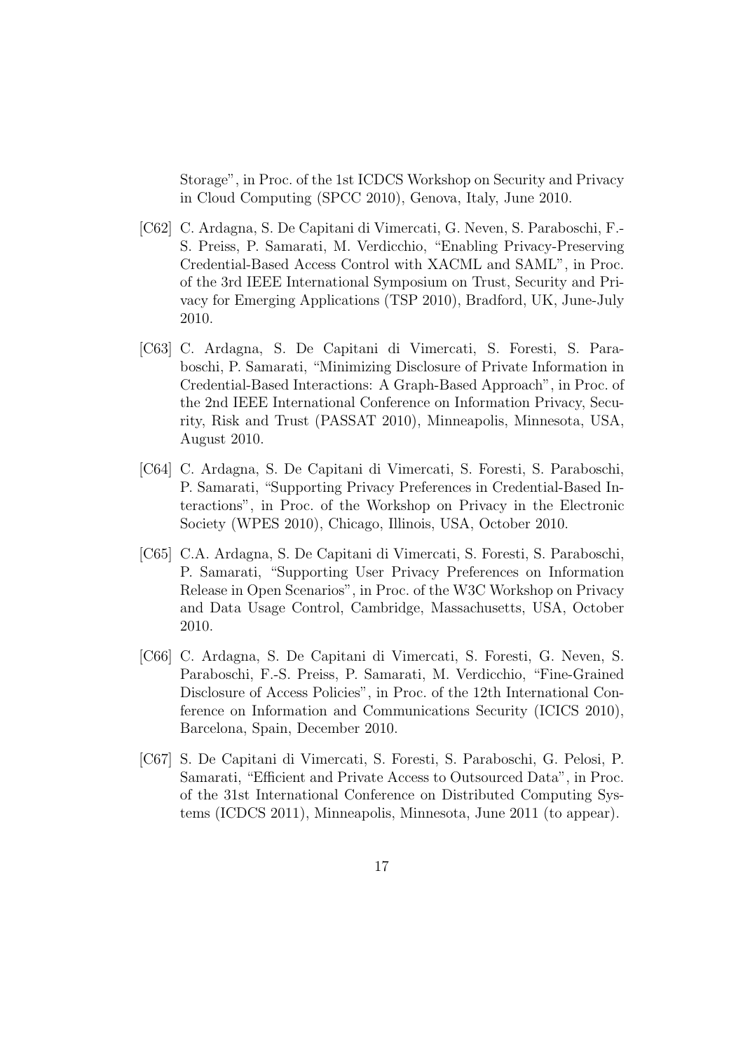Storage", in Proc. of the 1st ICDCS Workshop on Security and Privacy in Cloud Computing (SPCC 2010), Genova, Italy, June 2010.

[C62] C. Ardagna, S. De Capitani di Vimercati, G. Neven, S. Paraboschi, F.-S. Preiss, P. Samarati, M. Verdicchio, "Enabling Privacy-Preserving Credential-Based Access Control with XACML and SAML", in Proc. of the 3rd IEEE International Symposium on Trust, Security and Privacy for Emerging Applications (TSP 2010), Bradford, UK, June-July 2010.

[C63] C. Ardagna, S. De Capitani di Vimercati, S. Foresti, S. Paraboschi, P. Samarati, "Minimizing Disclosure of Private Information in Credential-Based Interactions: A Graph-Based Approach", in Proc. of the 2nd IEEE International Conference on Information Privacy, Security, Risk and Trust (PASSAT 2010), Minneapolis, Minnesota, USA, August 2010.

[C64] C. Ardagna, S. De Capitani di Vimercati, S. Foresti, S. Paraboschi, P. Samarati, "Supporting Privacy Preferences in Credential-Based Interactions", in Proc. of the Workshop on Privacy in the Electronic Society (WPES 2010), Chicago, Illinois, USA, October 2010.

[C65] C.A. Ardagna, S. De Capitani di Vimercati, S. Foresti, S. Paraboschi, P. Samarati, "Supporting User Privacy Preferences on Information Release in Open Scenarios", in Proc. of the W3C Workshop on Privacy and Data Usage Control, Cambridge, Massachusetts, USA, October 2010.

[C66] C. Ardagna, S. De Capitani di Vimercati, S. Foresti, G. Neven, S. Paraboschi, F.-S. Preiss, P. Samarati, M. Verdicchio, "Fine-Grained Disclosure of Access Policies", in Proc. of the 12th International Conference on Information and Communications Security (ICICS 2010), Barcelona, Spain, December 2010.

[C67] S. De Capitani di Vimercati, S. Foresti, S. Paraboschi, G. Pelosi, P. Samarati, "Efficient and Private Access to Outsourced Data", in Proc. of the 31st International Conference on Distributed Computing Systems (ICDCS 2011), Minneapolis, Minnesota, June 2011 (to appear).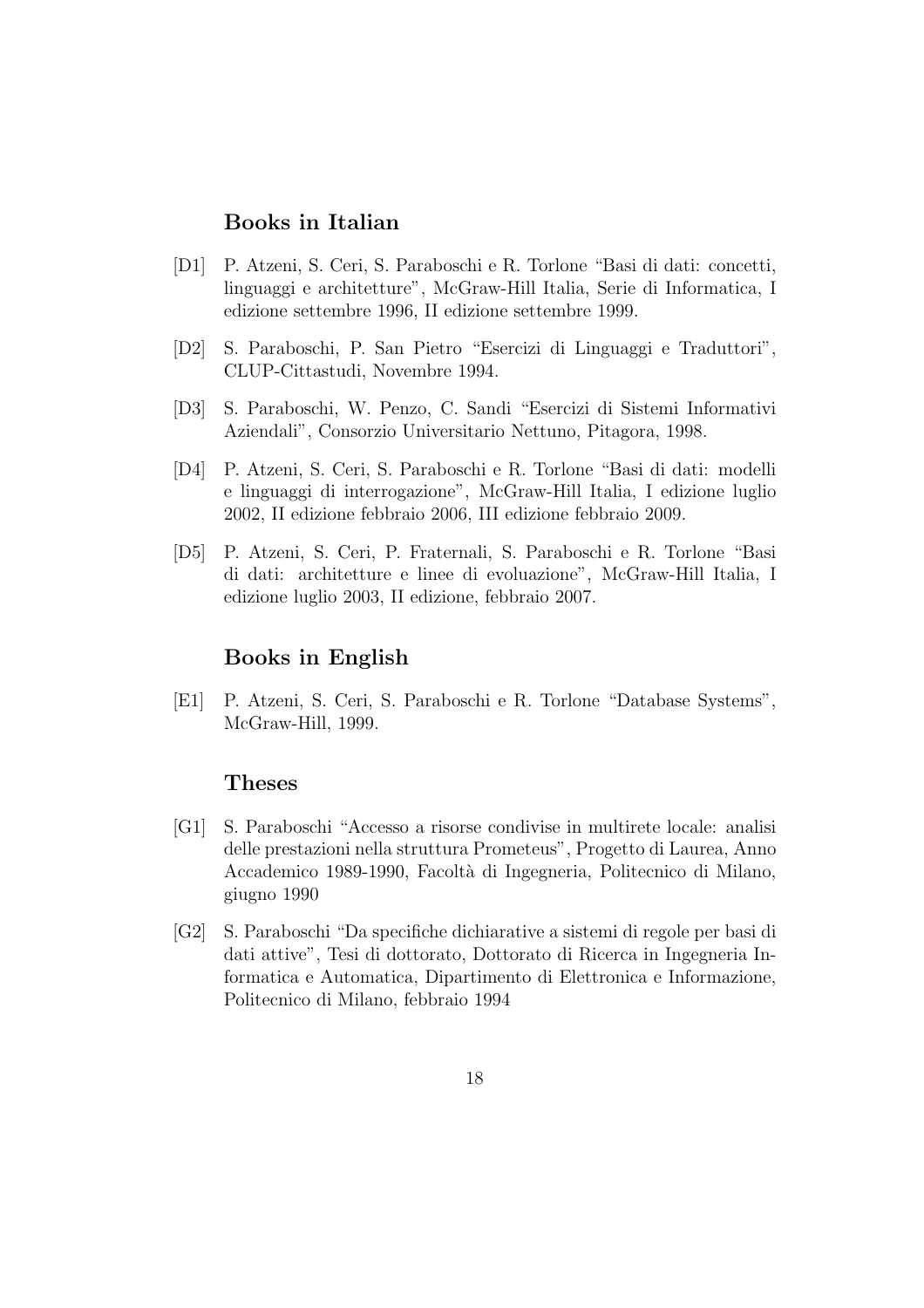## Books in Italian

[D1] P. Atzeni, S. Ceri, S. Paraboschi e R. Torlone "Basi di dati: concetti, linguaggi e architetture", McGraw-Hill Italia, Serie di Informatica, I edizione settembre 1996, II edizione settembre 1999.

[D2] S. Paraboschi, P. San Pietro "Esercizi di Linguaggi e Traduttori", CLUP-Cittastudi, Novembre 1994.

[D3] S. Paraboschi, W. Penzo, C. Sandi "Esercizi di Sistemi Informativi Aziendali", Consorzio Universitario Nettuno, Pitagora, 1998.

[D4] P. Atzeni, S. Ceri, S. Paraboschi e R. Torlone "Basi di dati: modelli e linguaggi di interrogazione", McGraw-Hill Italia, I edizione luglio 2002, II edizione febbraio 2006, III edizione febbraio 2009.

[D5] P. Atzeni, S. Ceri, P. Fraternali, S. Paraboschi e R. Torlone "Basi di dati: architetture e linee di evoluzione", McGraw-Hill Italia, I edizione luglio 2003, II edizione, febbraio 2007.

## Books in English

[E1] P. Atzeni, S. Ceri, S. Paraboschi e R. Torlone "Database Systems", McGraw-Hill, 1999.

## Theses

[G1] S. Paraboschi "Accesso a risorse condivise in multirete locale: analisi delle prestazioni nella struttura Prometeus", Progetto di Laurea, Anno Accademico 1989-1990, Facoltà di Ingegneria, Politecnico di Milano, giugno 1990

[G2] S. Paraboschi "Da specifiche dichiarative a sistemi di regole per basi di dati attive", Tesi di dottorato, Dottorato di Ricerca in Ingegneria Informatica e Automatica, Dipartimento di Elettronica e Informazione, Politecnico di Milano, febbraio 1994